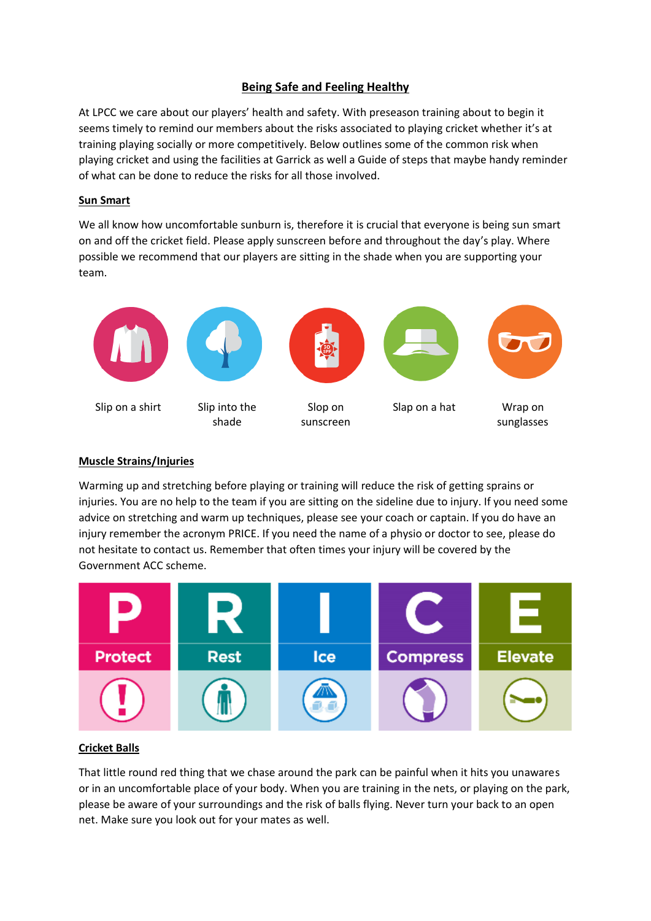# Being Safe and Feeling Healthy

At LPCC we care about our players' health and safety. With preseason training about to begin it seems timely to remind our members about the risks associated to playing cricket whether it's at training playing socially or more competitively. Below outlines some of the common risk when playing cricket and using the facilities at Garrick as well a Guide of steps that maybe handy reminder of what can be done to reduce the risks for all those involved.

## Sun Smart

We all know how uncomfortable sunburn is, therefore it is crucial that everyone is being sun smart on and off the cricket field. Please apply sunscreen before and throughout the day's play. Where possible we recommend that our players are sitting in the shade when you are supporting your team.

Slip on a shirt

Slip into the shade

Slop on sunscreen

Slap on a hat

Wrap on sunglasses

## Muscle Strains/Injuries

Warming up and stretching before playing or training will reduce the risk of getting sprains or injuries. You are no help to the team if you are sitting on the sideline due to injury. If you need some advice on stretching and warm up techniques, please see your coach or captain. If you do have an injury remember the acronym PRICE. If you need the name of a physio or doctor to see, please do not hesitate to contact us. Remember that often times your injury will be covered by the Government ACC scheme.

| P | R | I | C | E |
|---|---|---|---|---|
| Protect | Rest | Ice | Compress | Elevate |

## Cricket Balls

That little round red thing that we chase around the park can be painful when it hits you unawares or in an uncomfortable place of your body. When you are training in the nets, or playing on the park, please be aware of your surroundings and the risk of balls flying. Never turn your back to an open net. Make sure you look out for your mates as well.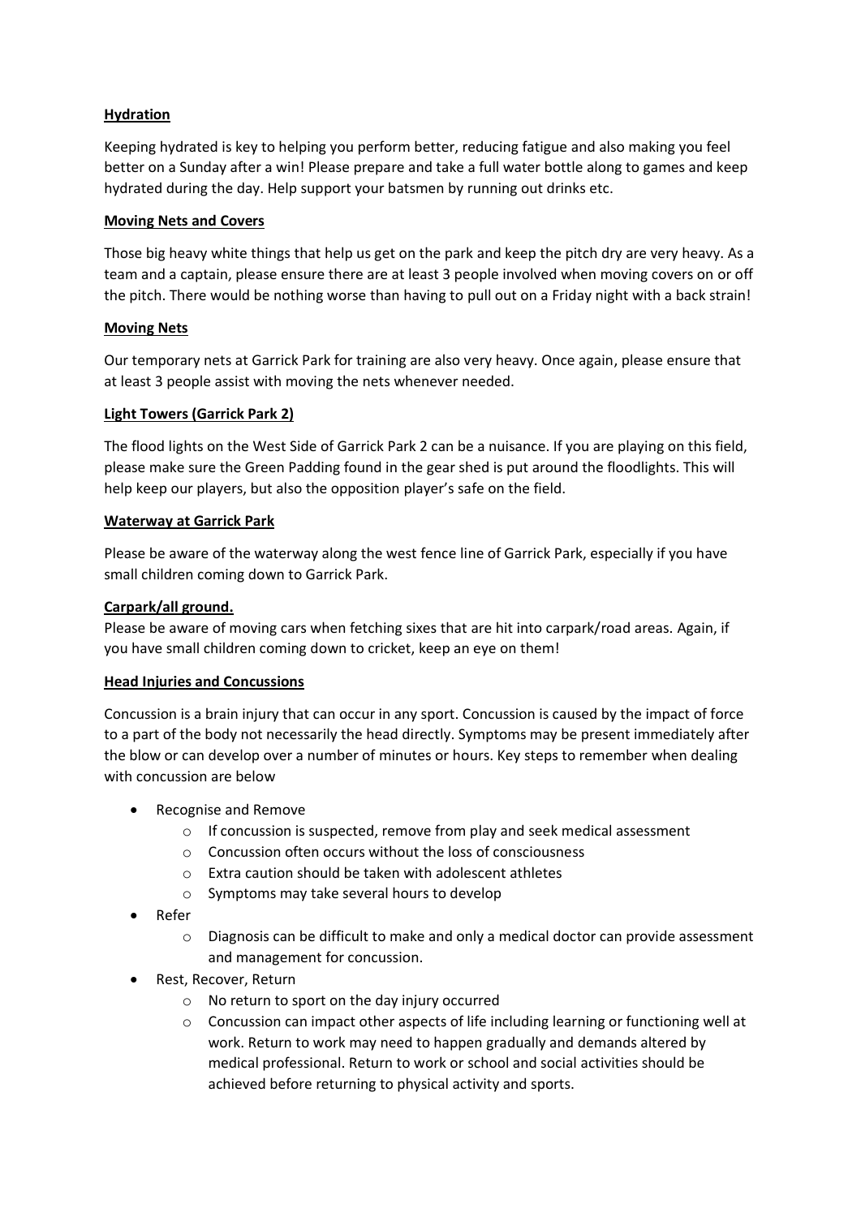**Hydration**

Keeping hydrated is key to helping you perform better, reducing fatigue and also making you feel better on a Sunday after a win! Please prepare and take a full water bottle along to games and keep hydrated during the day. Help support your batsmen by running out drinks etc.

**Moving Nets and Covers**

Those big heavy white things that help us get on the park and keep the pitch dry are very heavy. As a team and a captain, please ensure there are at least 3 people involved when moving covers on or off the pitch. There would be nothing worse than having to pull out on a Friday night with a back strain!

**Moving Nets**

Our temporary nets at Garrick Park for training are also very heavy. Once again, please ensure that at least 3 people assist with moving the nets whenever needed.

**Light Towers (Garrick Park 2)**

The flood lights on the West Side of Garrick Park 2 can be a nuisance. If you are playing on this field, please make sure the Green Padding found in the gear shed is put around the floodlights. This will help keep our players, but also the opposition player's safe on the field.

**Waterway at Garrick Park**

Please be aware of the waterway along the west fence line of Garrick Park, especially if you have small children coming down to Garrick Park.

**Carpark/all ground.**

Please be aware of moving cars when fetching sixes that are hit into carpark/road areas. Again, if you have small children coming down to cricket, keep an eye on them!

**Head Injuries and Concussions**

Concussion is a brain injury that can occur in any sport. Concussion is caused by the impact of force to a part of the body not necessarily the head directly. Symptoms may be present immediately after the blow or can develop over a number of minutes or hours. Key steps to remember when dealing with concussion are below

- Recognise and Remove
  - If concussion is suspected, remove from play and seek medical assessment
  - Concussion often occurs without the loss of consciousness
  - Extra caution should be taken with adolescent athletes
  - Symptoms may take several hours to develop
- Refer
  - Diagnosis can be difficult to make and only a medical doctor can provide assessment and management for concussion.
- Rest, Recover, Return
  - No return to sport on the day injury occurred
  - Concussion can impact other aspects of life including learning or functioning well at work. Return to work may need to happen gradually and demands altered by medical professional. Return to work or school and social activities should be achieved before returning to physical activity and sports.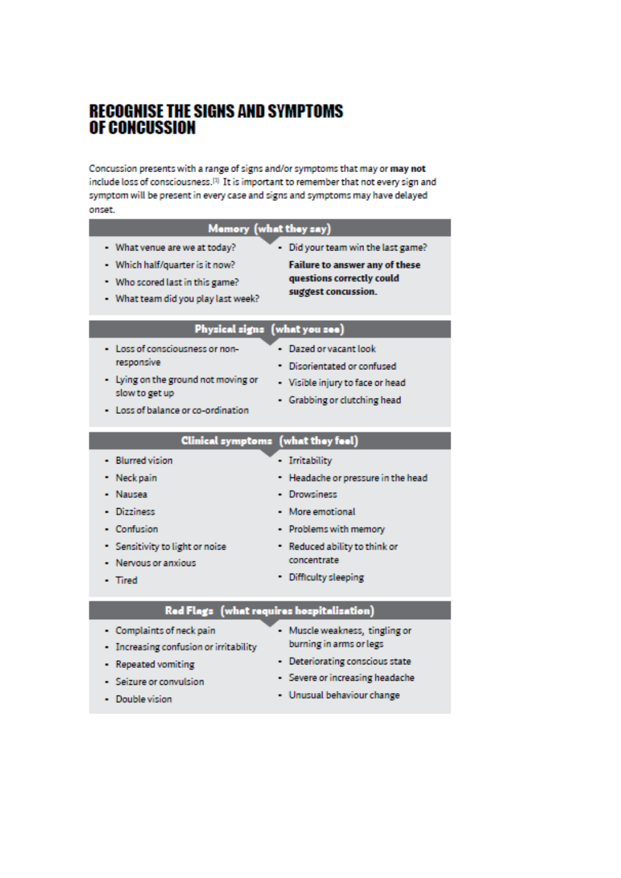# RECOGNISE THE SIGNS AND SYMPTOMS OF CONCUSSION

Concussion presents with a range of signs and/or symptoms that may or **may not** include loss of consciousness.[3] It is important to remember that not every sign and symptom will be present in every case and signs and symptoms may have delayed onset.

## Memory (what they say)

- What venue are we at today?
- Which half/quarter is it now?
- Who scored last in this game?
- What team did you play last week?
- Did your team win the last game?

**Failure to answer any of these questions correctly could suggest concussion.**

## Physical signs (what you see)

- Loss of consciousness or non-responsive
- Lying on the ground not moving or slow to get up
- Loss of balance or co-ordination
- Dazed or vacant look
- Disorientated or confused
- Visible injury to face or head
- Grabbing or clutching head

## Clinical symptoms (what they feel)

- Blurred vision
- Neck pain
- Nausea
- Dizziness
- Confusion
- Sensitivity to light or noise
- Nervous or anxious
- Tired
- Irritability
- Headache or pressure in the head
- Drowsiness
- More emotional
- Problems with memory
- Reduced ability to think or concentrate
- Difficulty sleeping

## Red Flags (what requires hospitalisation)

- Complaints of neck pain
- Increasing confusion or irritability
- Repeated vomiting
- Seizure or convulsion
- Double vision
- Muscle weakness, tingling or burning in arms or legs
- Deteriorating conscious state
- Severe or increasing headache
- Unusual behaviour change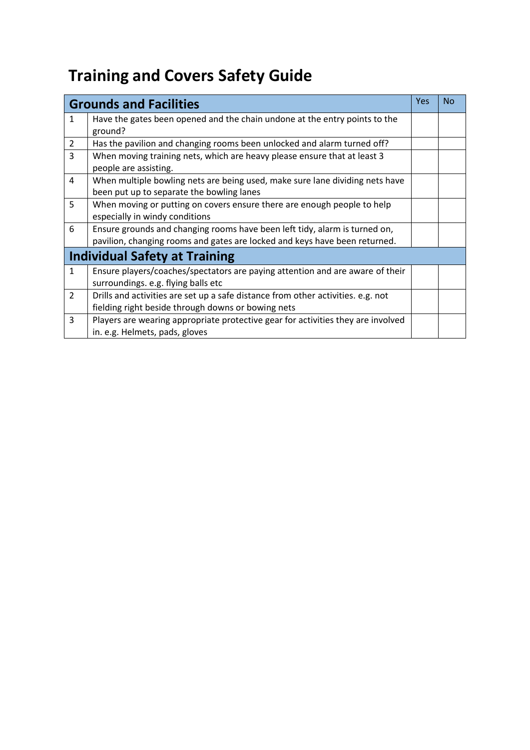# Training and Covers Safety Guide

| | Grounds and Facilities | Yes | No |
|---|---|---|---|
| 1 | Have the gates been opened and the chain undone at the entry points to the ground? | | |
| 2 | Has the pavilion and changing rooms been unlocked and alarm turned off? | | |
| 3 | When moving training nets, which are heavy please ensure that at least 3 people are assisting. | | |
| 4 | When multiple bowling nets are being used, make sure lane dividing nets have been put up to separate the bowling lanes | | |
| 5 | When moving or putting on covers ensure there are enough people to help especially in windy conditions | | |
| 6 | Ensure grounds and changing rooms have been left tidy, alarm is turned on, pavilion, changing rooms and gates are locked and keys have been returned. | | |
| | **Individual Safety at Training** | | |
| 1 | Ensure players/coaches/spectators are paying attention and are aware of their surroundings. e.g. flying balls etc | | |
| 2 | Drills and activities are set up a safe distance from other activities. e.g. not fielding right beside through downs or bowing nets | | |
| 3 | Players are wearing appropriate protective gear for activities they are involved in. e.g. Helmets, pads, gloves | | |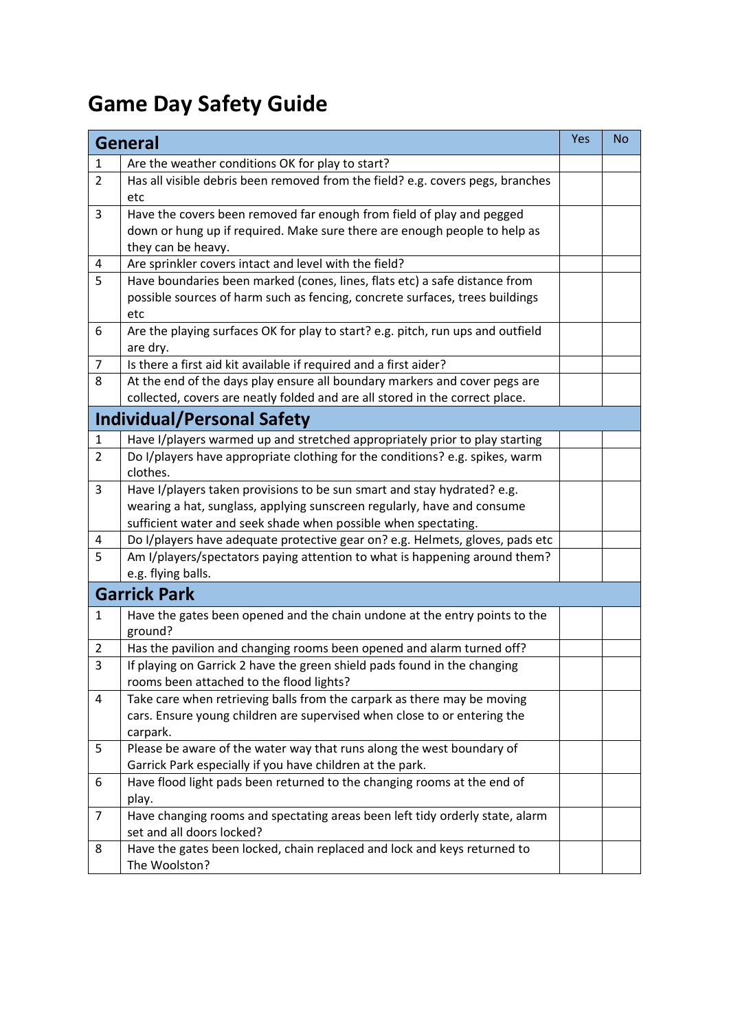# Game Day Safety Guide

| | | | |
|---|---|---|---|
| **General** | | Yes | No |
| 1 | Are the weather conditions OK for play to start? | | |
| 2 | Has all visible debris been removed from the field? e.g. covers pegs, branches etc | | |
| 3 | Have the covers been removed far enough from field of play and pegged down or hung up if required. Make sure there are enough people to help as they can be heavy. | | |
| 4 | Are sprinkler covers intact and level with the field? | | |
| 5 | Have boundaries been marked (cones, lines, flats etc) a safe distance from possible sources of harm such as fencing, concrete surfaces, trees buildings etc | | |
| 6 | Are the playing surfaces OK for play to start? e.g. pitch, run ups and outfield are dry. | | |
| 7 | Is there a first aid kit available if required and a first aider? | | |
| 8 | At the end of the days play ensure all boundary markers and cover pegs are collected, covers are neatly folded and are all stored in the correct place. | | |
| **Individual/Personal Safety** | | | |
| 1 | Have I/players warmed up and stretched appropriately prior to play starting | | |
| 2 | Do I/players have appropriate clothing for the conditions? e.g. spikes, warm clothes. | | |
| 3 | Have I/players taken provisions to be sun smart and stay hydrated? e.g. wearing a hat, sunglass, applying sunscreen regularly, have and consume sufficient water and seek shade when possible when spectating. | | |
| 4 | Do I/players have adequate protective gear on? e.g. Helmets, gloves, pads etc | | |
| 5 | Am I/players/spectators paying attention to what is happening around them? e.g. flying balls. | | |
| **Garrick Park** | | | |
| 1 | Have the gates been opened and the chain undone at the entry points to the ground? | | |
| 2 | Has the pavilion and changing rooms been opened and alarm turned off? | | |
| 3 | If playing on Garrick 2 have the green shield pads found in the changing rooms been attached to the flood lights? | | |
| 4 | Take care when retrieving balls from the carpark as there may be moving cars. Ensure young children are supervised when close to or entering the carpark. | | |
| 5 | Please be aware of the water way that runs along the west boundary of Garrick Park especially if you have children at the park. | | |
| 6 | Have flood light pads been returned to the changing rooms at the end of play. | | |
| 7 | Have changing rooms and spectating areas been left tidy orderly state, alarm set and all doors locked? | | |
| 8 | Have the gates been locked, chain replaced and lock and keys returned to The Woolston? | | |